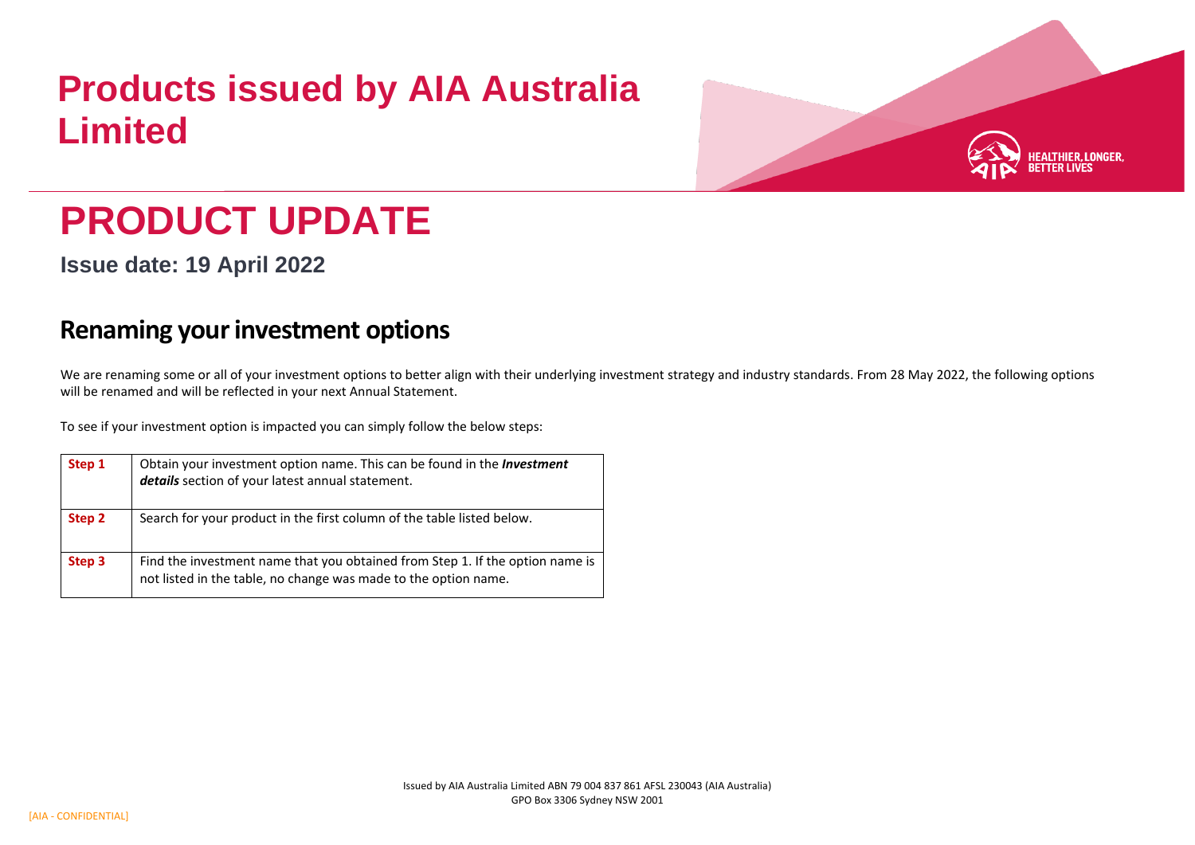# Products issued by AIA Australia Limited

HEALTHIER, LONGER, BETTER LIVES

# PRODUCT UPDATE

**Issue date: 19 April 2022**

## Renaming your investment options

We are renaming some or all of your investment options to better align with their underlying investment strategy and industry standards. From 28 May 2022, the following options will be renamed and will be reflected in your next Annual Statement.

To see if your investment option is impacted you can simply follow the below steps:

| | |
|---|---|
| **Step 1** | Obtain your investment option name. This can be found in the ***Investment details*** section of your latest annual statement. |
| **Step 2** | Search for your product in the first column of the table listed below. |
| **Step 3** | Find the investment name that you obtained from Step 1. If the option name is not listed in the table, no change was made to the option name. |

Issued by AIA Australia Limited ABN 79 004 837 861 AFSL 230043 (AIA Australia)
GPO Box 3306 Sydney NSW 2001

[AIA - CONFIDENTIAL]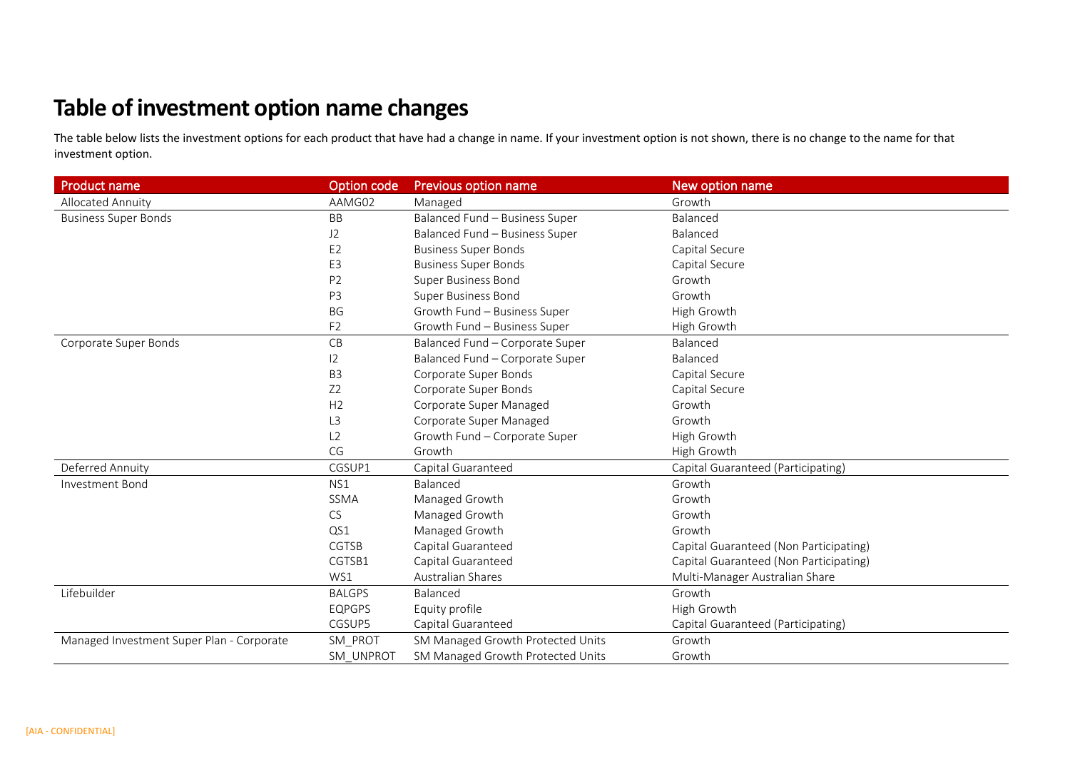# Table of investment option name changes

The table below lists the investment options for each product that have had a change in name. If your investment option is not shown, there is no change to the name for that investment option.

| Product name | Option code | Previous option name | New option name |
|---|---|---|---|
| Allocated Annuity | AAMG02 | Managed | Growth |
| Business Super Bonds | BB | Balanced Fund – Business Super | Balanced |
| | J2 | Balanced Fund – Business Super | Balanced |
| | E2 | Business Super Bonds | Capital Secure |
| | E3 | Business Super Bonds | Capital Secure |
| | P2 | Super Business Bond | Growth |
| | P3 | Super Business Bond | Growth |
| | BG | Growth Fund – Business Super | High Growth |
| | F2 | Growth Fund – Business Super | High Growth |
| Corporate Super Bonds | CB | Balanced Fund – Corporate Super | Balanced |
| | I2 | Balanced Fund – Corporate Super | Balanced |
| | B3 | Corporate Super Bonds | Capital Secure |
| | Z2 | Corporate Super Bonds | Capital Secure |
| | H2 | Corporate Super Managed | Growth |
| | L3 | Corporate Super Managed | Growth |
| | L2 | Growth Fund – Corporate Super | High Growth |
| | CG | Growth | High Growth |
| Deferred Annuity | CGSUP1 | Capital Guaranteed | Capital Guaranteed (Participating) |
| Investment Bond | NS1 | Balanced | Growth |
| | SSMA | Managed Growth | Growth |
| | CS | Managed Growth | Growth |
| | QS1 | Managed Growth | Growth |
| | CGTSB | Capital Guaranteed | Capital Guaranteed (Non Participating) |
| | CGTSB1 | Capital Guaranteed | Capital Guaranteed (Non Participating) |
| | WS1 | Australian Shares | Multi-Manager Australian Share |
| Lifebuilder | BALGPS | Balanced | Growth |
| | EQPGPS | Equity profile | High Growth |
| | CGSUP5 | Capital Guaranteed | Capital Guaranteed (Participating) |
| Managed Investment Super Plan - Corporate | SM_PROT | SM Managed Growth Protected Units | Growth |
| | SM_UNPROT | SM Managed Growth Protected Units | Growth |

[AIA - CONFIDENTIAL]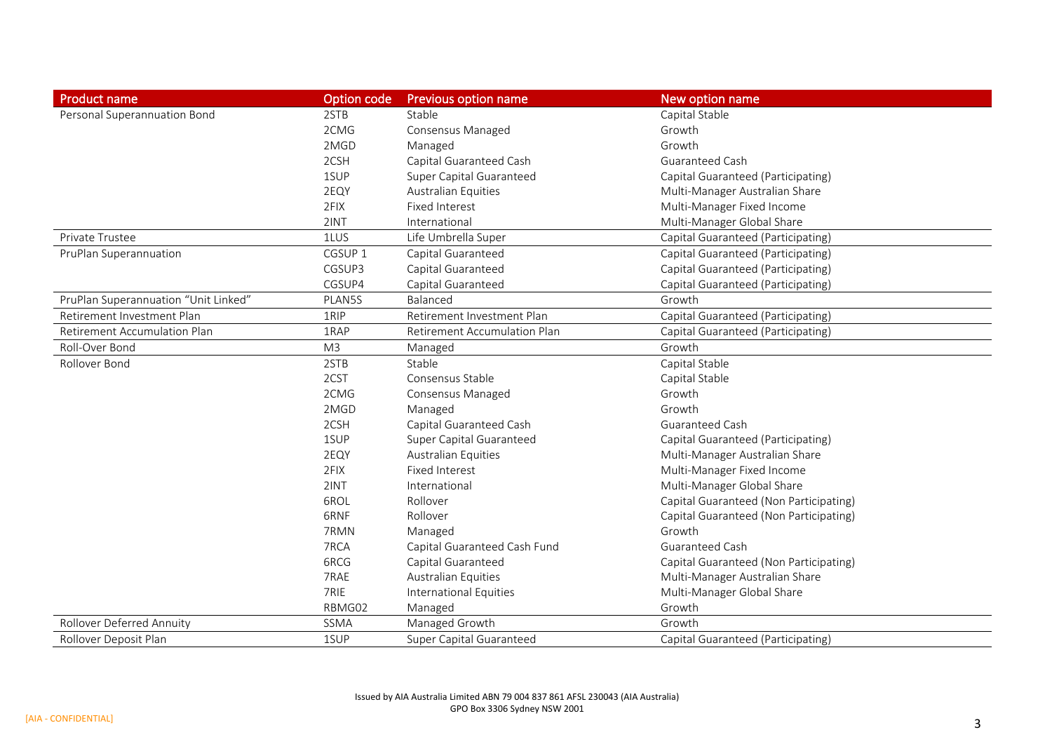| Product name | Option code | Previous option name | New option name |
|---|---|---|---|
| Personal Superannuation Bond | 2STB | Stable | Capital Stable |
| | 2CMG | Consensus Managed | Growth |
| | 2MGD | Managed | Growth |
| | 2CSH | Capital Guaranteed Cash | Guaranteed Cash |
| | 1SUP | Super Capital Guaranteed | Capital Guaranteed (Participating) |
| | 2EQY | Australian Equities | Multi-Manager Australian Share |
| | 2FIX | Fixed Interest | Multi-Manager Fixed Income |
| | 2INT | International | Multi-Manager Global Share |
| Private Trustee | 1LUS | Life Umbrella Super | Capital Guaranteed (Participating) |
| PruPlan Superannuation | CGSUP 1 | Capital Guaranteed | Capital Guaranteed (Participating) |
| | CGSUP3 | Capital Guaranteed | Capital Guaranteed (Participating) |
| | CGSUP4 | Capital Guaranteed | Capital Guaranteed (Participating) |
| PruPlan Superannuation "Unit Linked" | PLAN5S | Balanced | Growth |
| Retirement Investment Plan | 1RIP | Retirement Investment Plan | Capital Guaranteed (Participating) |
| Retirement Accumulation Plan | 1RAP | Retirement Accumulation Plan | Capital Guaranteed (Participating) |
| Roll-Over Bond | M3 | Managed | Growth |
| Rollover Bond | 2STB | Stable | Capital Stable |
| | 2CST | Consensus Stable | Capital Stable |
| | 2CMG | Consensus Managed | Growth |
| | 2MGD | Managed | Growth |
| | 2CSH | Capital Guaranteed Cash | Guaranteed Cash |
| | 1SUP | Super Capital Guaranteed | Capital Guaranteed (Participating) |
| | 2EQY | Australian Equities | Multi-Manager Australian Share |
| | 2FIX | Fixed Interest | Multi-Manager Fixed Income |
| | 2INT | International | Multi-Manager Global Share |
| | 6ROL | Rollover | Capital Guaranteed (Non Participating) |
| | 6RNF | Rollover | Capital Guaranteed (Non Participating) |
| | 7RMN | Managed | Growth |
| | 7RCA | Capital Guaranteed Cash Fund | Guaranteed Cash |
| | 6RCG | Capital Guaranteed | Capital Guaranteed (Non Participating) |
| | 7RAE | Australian Equities | Multi-Manager Australian Share |
| | 7RIE | International Equities | Multi-Manager Global Share |
| | RBMG02 | Managed | Growth |
| Rollover Deferred Annuity | SSMA | Managed Growth | Growth |
| Rollover Deposit Plan | 1SUP | Super Capital Guaranteed | Capital Guaranteed (Participating) |

Issued by AIA Australia Limited ABN 79 004 837 861 AFSL 230043 (AIA Australia)
GPO Box 3306 Sydney NSW 2001

[AIA - CONFIDENTIAL]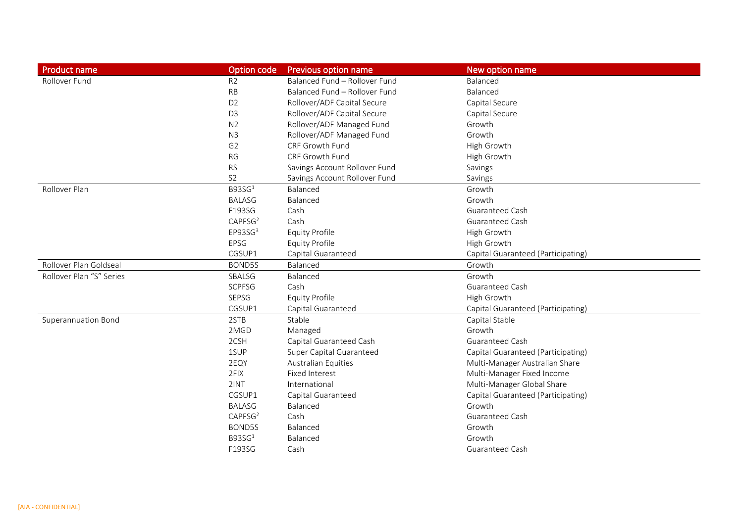| Product name | Option code | Previous option name | New option name |
|---|---|---|---|
| Rollover Fund | R2 | Balanced Fund – Rollover Fund | Balanced |
| | RB | Balanced Fund – Rollover Fund | Balanced |
| | D2 | Rollover/ADF Capital Secure | Capital Secure |
| | D3 | Rollover/ADF Capital Secure | Capital Secure |
| | N2 | Rollover/ADF Managed Fund | Growth |
| | N3 | Rollover/ADF Managed Fund | Growth |
| | G2 | CRF Growth Fund | High Growth |
| | RG | CRF Growth Fund | High Growth |
| | RS | Savings Account Rollover Fund | Savings |
| | S2 | Savings Account Rollover Fund | Savings |
| Rollover Plan | B93SG[1] | Balanced | Growth |
| | BALASG | Balanced | Growth |
| | F193SG | Cash | Guaranteed Cash |
| | CAPFSG[2] | Cash | Guaranteed Cash |
| | EP93SG[3] | Equity Profile | High Growth |
| | EPSG | Equity Profile | High Growth |
| | CGSUP1 | Capital Guaranteed | Capital Guaranteed (Participating) |
| Rollover Plan Goldseal | BOND5S | Balanced | Growth |
| Rollover Plan "S" Series | SBALSG | Balanced | Growth |
| | SCPFSG | Cash | Guaranteed Cash |
| | SEPSG | Equity Profile | High Growth |
| | CGSUP1 | Capital Guaranteed | Capital Guaranteed (Participating) |
| Superannuation Bond | 2STB | Stable | Capital Stable |
| | 2MGD | Managed | Growth |
| | 2CSH | Capital Guaranteed Cash | Guaranteed Cash |
| | 1SUP | Super Capital Guaranteed | Capital Guaranteed (Participating) |
| | 2EQY | Australian Equities | Multi-Manager Australian Share |
| | 2FIX | Fixed Interest | Multi-Manager Fixed Income |
| | 2INT | International | Multi-Manager Global Share |
| | CGSUP1 | Capital Guaranteed | Capital Guaranteed (Participating) |
| | BALASG | Balanced | Growth |
| | CAPFSG[2] | Cash | Guaranteed Cash |
| | BOND5S | Balanced | Growth |
| | B93SG[1] | Balanced | Growth |
| | F193SG | Cash | Guaranteed Cash |

[AIA - CONFIDENTIAL]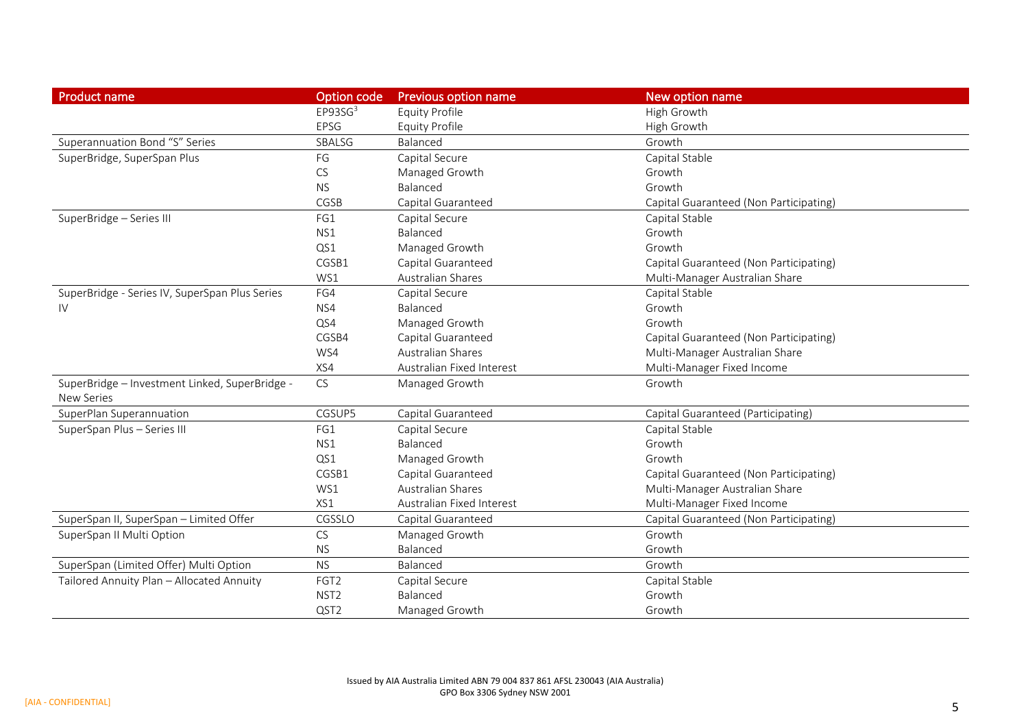| Product name | Option code | Previous option name | New option name |
|---|---|---|---|
| | EP93SG[3] | Equity Profile | High Growth |
| | EPSG | Equity Profile | High Growth |
| Superannuation Bond "S" Series | SBALSG | Balanced | Growth |
| SuperBridge, SuperSpan Plus | FG | Capital Secure | Capital Stable |
| | CS | Managed Growth | Growth |
| | NS | Balanced | Growth |
| | CGSB | Capital Guaranteed | Capital Guaranteed (Non Participating) |
| SuperBridge – Series III | FG1 | Capital Secure | Capital Stable |
| | NS1 | Balanced | Growth |
| | QS1 | Managed Growth | Growth |
| | CGSB1 | Capital Guaranteed | Capital Guaranteed (Non Participating) |
| | WS1 | Australian Shares | Multi-Manager Australian Share |
| SuperBridge - Series IV, SuperSpan Plus Series IV | FG4 | Capital Secure | Capital Stable |
| | NS4 | Balanced | Growth |
| | QS4 | Managed Growth | Growth |
| | CGSB4 | Capital Guaranteed | Capital Guaranteed (Non Participating) |
| | WS4 | Australian Shares | Multi-Manager Australian Share |
| | XS4 | Australian Fixed Interest | Multi-Manager Fixed Income |
| SuperBridge – Investment Linked, SuperBridge - New Series | CS | Managed Growth | Growth |
| SuperPlan Superannuation | CGSUP5 | Capital Guaranteed | Capital Guaranteed (Participating) |
| SuperSpan Plus – Series III | FG1 | Capital Secure | Capital Stable |
| | NS1 | Balanced | Growth |
| | QS1 | Managed Growth | Growth |
| | CGSB1 | Capital Guaranteed | Capital Guaranteed (Non Participating) |
| | WS1 | Australian Shares | Multi-Manager Australian Share |
| | XS1 | Australian Fixed Interest | Multi-Manager Fixed Income |
| SuperSpan II, SuperSpan – Limited Offer | CGSSLO | Capital Guaranteed | Capital Guaranteed (Non Participating) |
| SuperSpan II Multi Option | CS | Managed Growth | Growth |
| | NS | Balanced | Growth |
| SuperSpan (Limited Offer) Multi Option | NS | Balanced | Growth |
| Tailored Annuity Plan – Allocated Annuity | FGT2 | Capital Secure | Capital Stable |
| | NST2 | Balanced | Growth |
| | QST2 | Managed Growth | Growth |

Issued by AIA Australia Limited ABN 79 004 837 861 AFSL 230043 (AIA Australia)
GPO Box 3306 Sydney NSW 2001

[AIA - CONFIDENTIAL]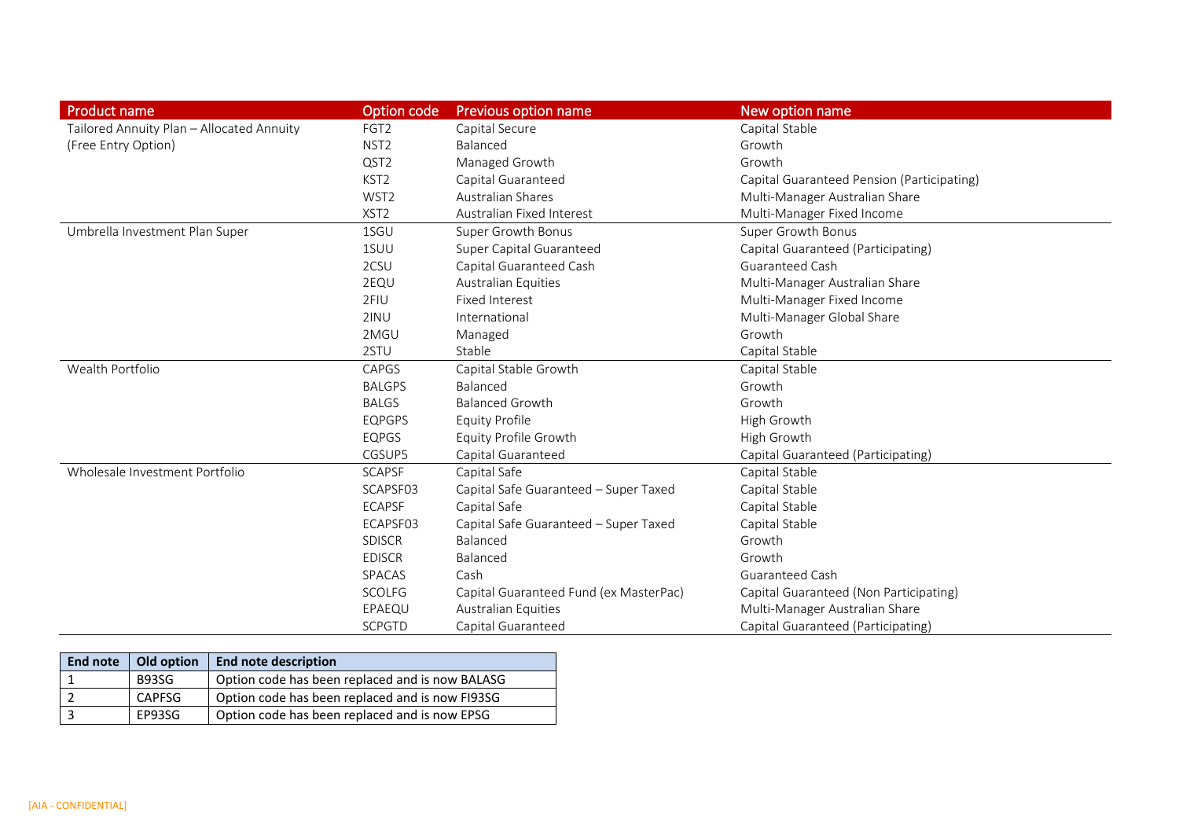| Product name | Option code | Previous option name | New option name |
|---|---|---|---|
| Tailored Annuity Plan – Allocated Annuity (Free Entry Option) | FGT2 | Capital Secure | Capital Stable |
| | NST2 | Balanced | Growth |
| | QST2 | Managed Growth | Growth |
| | KST2 | Capital Guaranteed | Capital Guaranteed Pension (Participating) |
| | WST2 | Australian Shares | Multi-Manager Australian Share |
| | XST2 | Australian Fixed Interest | Multi-Manager Fixed Income |
| Umbrella Investment Plan Super | 1SGU | Super Growth Bonus | Super Growth Bonus |
| | 1SUU | Super Capital Guaranteed | Capital Guaranteed (Participating) |
| | 2CSU | Capital Guaranteed Cash | Guaranteed Cash |
| | 2EQU | Australian Equities | Multi-Manager Australian Share |
| | 2FIU | Fixed Interest | Multi-Manager Fixed Income |
| | 2INU | International | Multi-Manager Global Share |
| | 2MGU | Managed | Growth |
| | 2STU | Stable | Capital Stable |
| Wealth Portfolio | CAPGS | Capital Stable Growth | Capital Stable |
| | BALGPS | Balanced | Growth |
| | BALGS | Balanced Growth | Growth |
| | EQPGPS | Equity Profile | High Growth |
| | EQPGS | Equity Profile Growth | High Growth |
| | CGSUP5 | Capital Guaranteed | Capital Guaranteed (Participating) |
| Wholesale Investment Portfolio | SCAPSF | Capital Safe | Capital Stable |
| | SCAPSF03 | Capital Safe Guaranteed – Super Taxed | Capital Stable |
| | ECAPSF | Capital Safe | Capital Stable |
| | ECAPSF03 | Capital Safe Guaranteed – Super Taxed | Capital Stable |
| | SDISCR | Balanced | Growth |
| | EDISCR | Balanced | Growth |
| | SPACAS | Cash | Guaranteed Cash |
| | SCOLFG | Capital Guaranteed Fund (ex MasterPac) | Capital Guaranteed (Non Participating) |
| | EPAEQU | Australian Equities | Multi-Manager Australian Share |
| | SCPGTD | Capital Guaranteed | Capital Guaranteed (Participating) |

| End note | Old option | End note description |
|---|---|---|
| 1 | B93SG | Option code has been replaced and is now BALASG |
| 2 | CAPFSG | Option code has been replaced and is now FI93SG |
| 3 | EP93SG | Option code has been replaced and is now EPSG |

[AIA - CONFIDENTIAL]